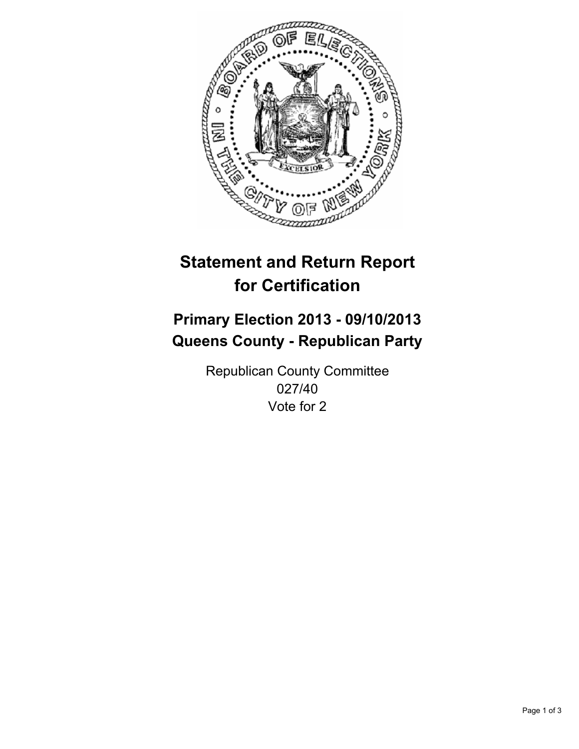# Statement and Return Report for Certification

## Primary Election 2013 - 09/10/2013
## Queens County - Republican Party

Republican County Committee
027/40
Vote for 2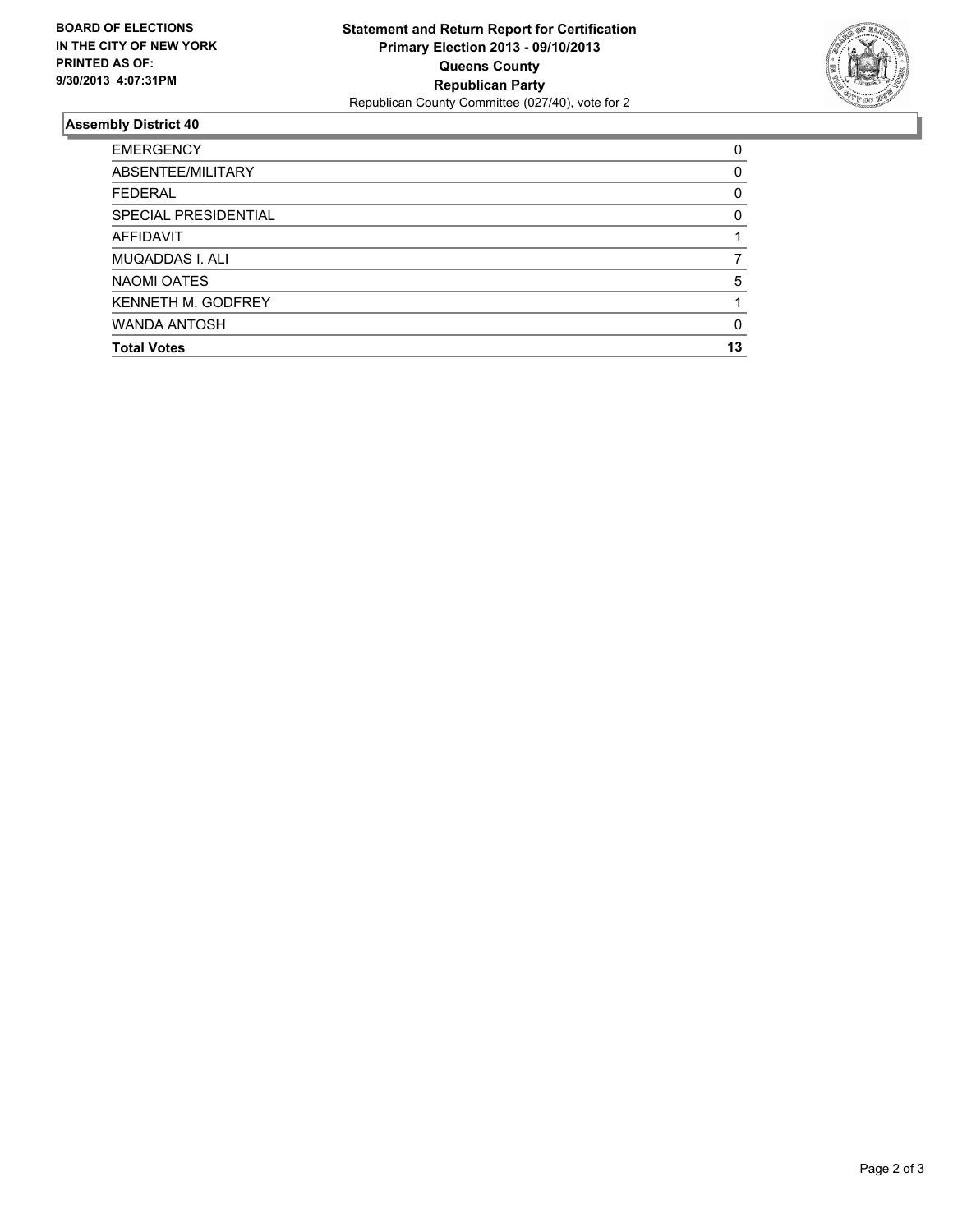**BOARD OF ELECTIONS IN THE CITY OF NEW YORK PRINTED AS OF: 9/30/2013 4:07:31PM**

**Statement and Return Report for Certification**
**Primary Election 2013 - 09/10/2013**
**Queens County**
**Republican Party**
Republican County Committee (027/40), vote for 2

## Assembly District 40

| | |
|---|---|
| EMERGENCY | 0 |
| ABSENTEE/MILITARY | 0 |
| FEDERAL | 0 |
| SPECIAL PRESIDENTIAL | 0 |
| AFFIDAVIT | 1 |
| MUQADDAS I. ALI | 7 |
| NAOMI OATES | 5 |
| KENNETH M. GODFREY | 1 |
| WANDA ANTOSH | 0 |
| **Total Votes** | **13** |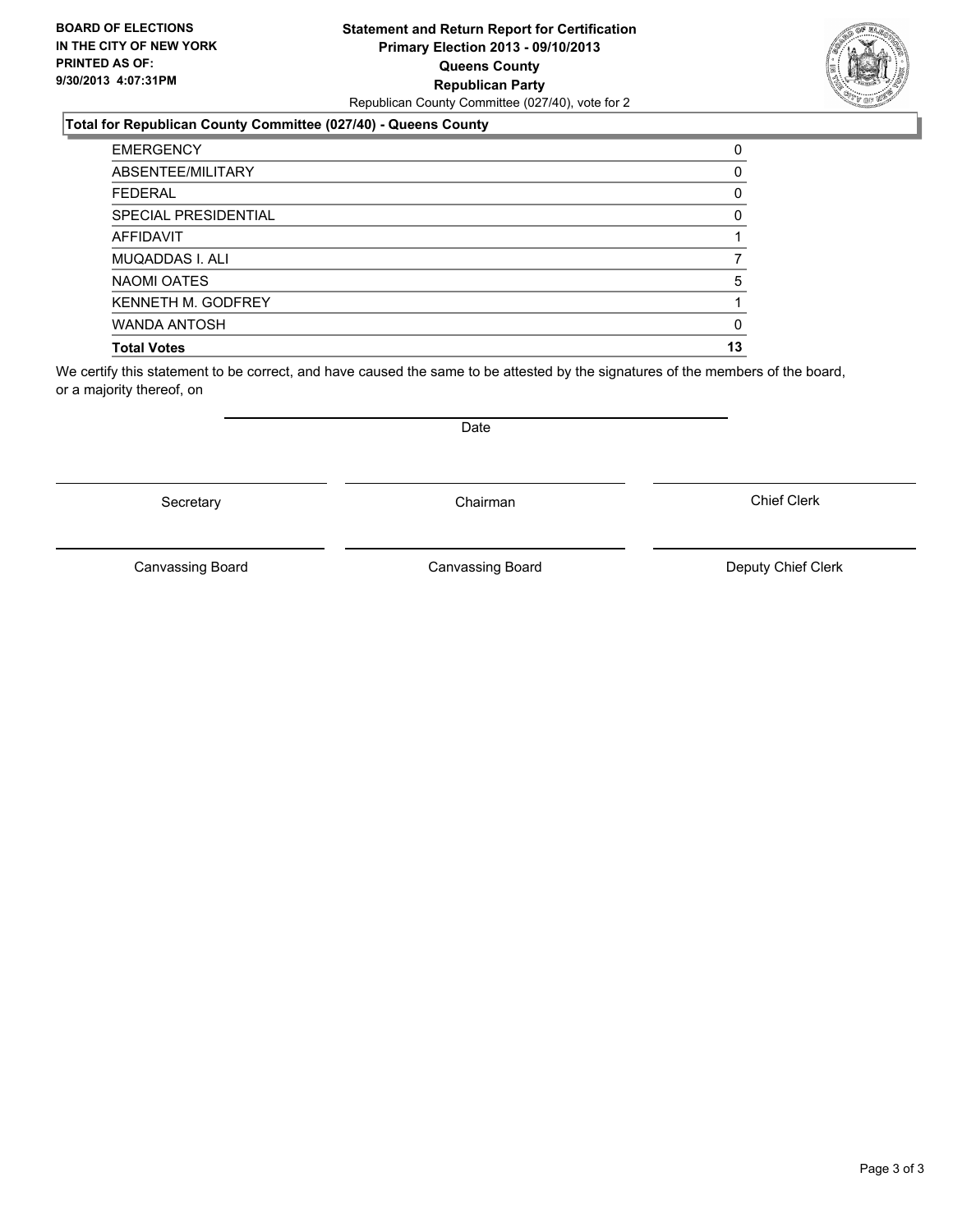**BOARD OF ELECTIONS**
**IN THE CITY OF NEW YORK**
**PRINTED AS OF:**
**9/30/2013 4:07:31PM**

**Statement and Return Report for Certification**
**Primary Election 2013 - 09/10/2013**
**Queens County**
**Republican Party**
Republican County Committee (027/40), vote for 2

### Total for Republican County Committee (027/40) - Queens County

| | |
|---|---|
| EMERGENCY | 0 |
| ABSENTEE/MILITARY | 0 |
| FEDERAL | 0 |
| SPECIAL PRESIDENTIAL | 0 |
| AFFIDAVIT | 1 |
| MUQADDAS I. ALI | 7 |
| NAOMI OATES | 5 |
| KENNETH M. GODFREY | 1 |
| WANDA ANTOSH | 0 |
| **Total Votes** | **13** |

We certify this statement to be correct, and have caused the same to be attested by the signatures of the members of the board, or a majority thereof, on

Date

Secretary | Chairman | Chief Clerk

Canvassing Board | Canvassing Board | Deputy Chief Clerk